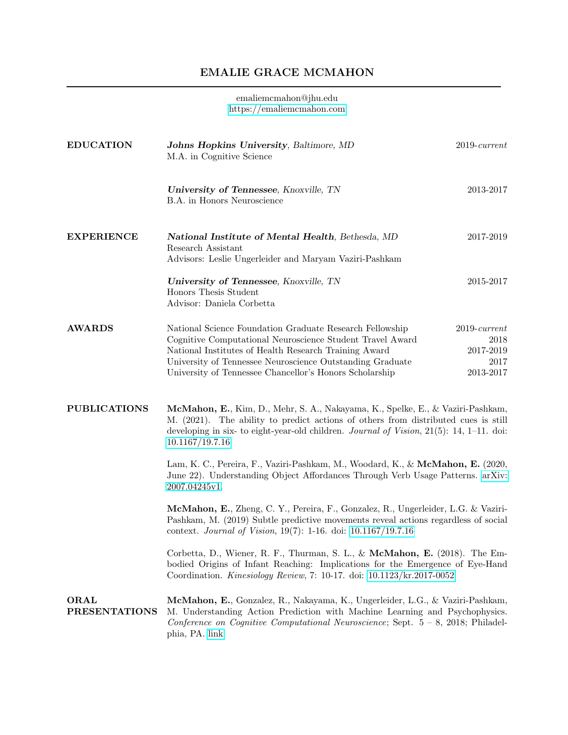# EMALIE GRACE MCMAHON

emaliemcmahon@jhu.edu
https://emaliemcmahon.com

## EDUCATION

***Johns Hopkins University***, *Baltimore, MD* — 2019-*current*
M.A. in Cognitive Science

***University of Tennessee***, *Knoxville, TN* — 2013-2017
B.A. in Honors Neuroscience

## EXPERIENCE

***National Institute of Mental Health***, *Bethesda, MD* — 2017-2019
Research Assistant
Advisors: Leslie Ungerleider and Maryam Vaziri-Pashkam

***University of Tennessee***, *Knoxville, TN* — 2015-2017
Honors Thesis Student
Advisor: Daniela Corbetta

## AWARDS

| Award | Year |
| --- | --- |
| National Science Foundation Graduate Research Fellowship | 2019-*current* |
| Cognitive Computational Neuroscience Student Travel Award | 2018 |
| National Institutes of Health Research Training Award | 2017-2019 |
| University of Tennessee Neuroscience Outstanding Graduate | 2017 |
| University of Tennessee Chancellor's Honors Scholarship | 2013-2017 |

## PUBLICATIONS

**McMahon, E.**, Kim, D., Mehr, S. A., Nakayama, K., Spelke, E., & Vaziri-Pashkam, M. (2021). The ability to predict actions of others from distributed cues is still developing in six- to eight-year-old children. *Journal of Vision*, 21(5): 14, 1–11. doi: 10.1167/19.7.16

Lam, K. C., Pereira, F., Vaziri-Pashkam, M., Woodard, K., & **McMahon, E.** (2020, June 22). Understanding Object Affordances Through Verb Usage Patterns. arXiv: 2007.04245v1.

**McMahon, E.**, Zheng, C. Y., Pereira, F., Gonzalez, R., Ungerleider, L.G. & Vaziri-Pashkam, M. (2019) Subtle predictive movements reveal actions regardless of social context. *Journal of Vision*, 19(7): 1-16. doi: 10.1167/19.7.16

Corbetta, D., Wiener, R. F., Thurman, S. L., & **McMahon, E.** (2018). The Embodied Origins of Infant Reaching: Implications for the Emergence of Eye-Hand Coordination. *Kinesiology Review*, 7: 10-17. doi: 10.1123/kr.2017-0052

## ORAL PRESENTATIONS

**McMahon, E.**, Gonzalez, R., Nakayama, K., Ungerleider, L.G., & Vaziri-Pashkam, M. Understanding Action Prediction with Machine Learning and Psychophysics. *Conference on Cognitive Computational Neuroscience*; Sept. 5 – 8, 2018; Philadelphia, PA. link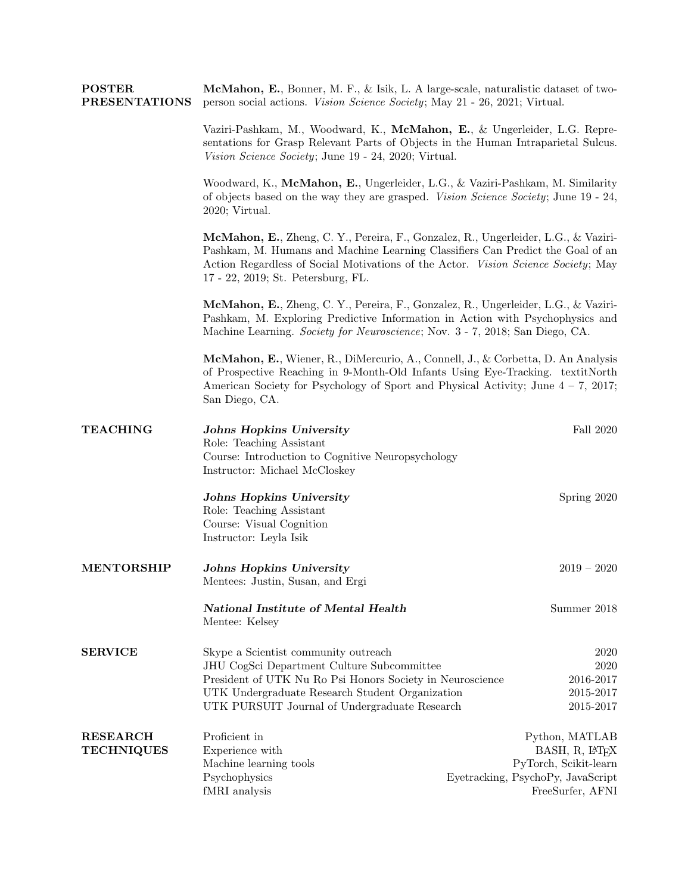## POSTER PRESENTATIONS

**McMahon, E.**, Bonner, M. F., & Isik, L. A large-scale, naturalistic dataset of two-person social actions. *Vision Science Society*; May 21 - 26, 2021; Virtual.

Vaziri-Pashkam, M., Woodward, K., **McMahon, E.**, & Ungerleider, L.G. Representations for Grasp Relevant Parts of Objects in the Human Intraparietal Sulcus. *Vision Science Society*; June 19 - 24, 2020; Virtual.

Woodward, K., **McMahon, E.**, Ungerleider, L.G., & Vaziri-Pashkam, M. Similarity of objects based on the way they are grasped. *Vision Science Society*; June 19 - 24, 2020; Virtual.

**McMahon, E.**, Zheng, C. Y., Pereira, F., Gonzalez, R., Ungerleider, L.G., & Vaziri-Pashkam, M. Humans and Machine Learning Classifiers Can Predict the Goal of an Action Regardless of Social Motivations of the Actor. *Vision Science Society*; May 17 - 22, 2019; St. Petersburg, FL.

**McMahon, E.**, Zheng, C. Y., Pereira, F., Gonzalez, R., Ungerleider, L.G., & Vaziri-Pashkam, M. Exploring Predictive Information in Action with Psychophysics and Machine Learning. *Society for Neuroscience*; Nov. 3 - 7, 2018; San Diego, CA.

**McMahon, E.**, Wiener, R., DiMercurio, A., Connell, J., & Corbetta, D. An Analysis of Prospective Reaching in 9-Month-Old Infants Using Eye-Tracking. textitNorth American Society for Psychology of Sport and Physical Activity; June 4 – 7, 2017; San Diego, CA.

## TEACHING

***Johns Hopkins University*** — Fall 2020
Role: Teaching Assistant
Course: Introduction to Cognitive Neuropsychology
Instructor: Michael McCloskey

***Johns Hopkins University*** — Spring 2020
Role: Teaching Assistant
Course: Visual Cognition
Instructor: Leyla Isik

## MENTORSHIP

***Johns Hopkins University*** — 2019 – 2020
Mentees: Justin, Susan, and Ergi

***National Institute of Mental Health*** — Summer 2018
Mentee: Kelsey

## SERVICE

| | |
|---|---|
| Skype a Scientist community outreach | 2020 |
| JHU CogSci Department Culture Subcommittee | 2020 |
| President of UTK Nu Ro Psi Honors Society in Neuroscience | 2016-2017 |
| UTK Undergraduate Research Student Organization | 2015-2017 |
| UTK PURSUIT Journal of Undergraduate Research | 2015-2017 |

## RESEARCH TECHNIQUES

| | |
|---|---|
| Proficient in | Python, MATLAB |
| Experience with | BASH, R, LaTeX |
| Machine learning tools | PyTorch, Scikit-learn |
| Psychophysics | Eyetracking, PsychoPy, JavaScript |
| fMRI analysis | FreeSurfer, AFNI |